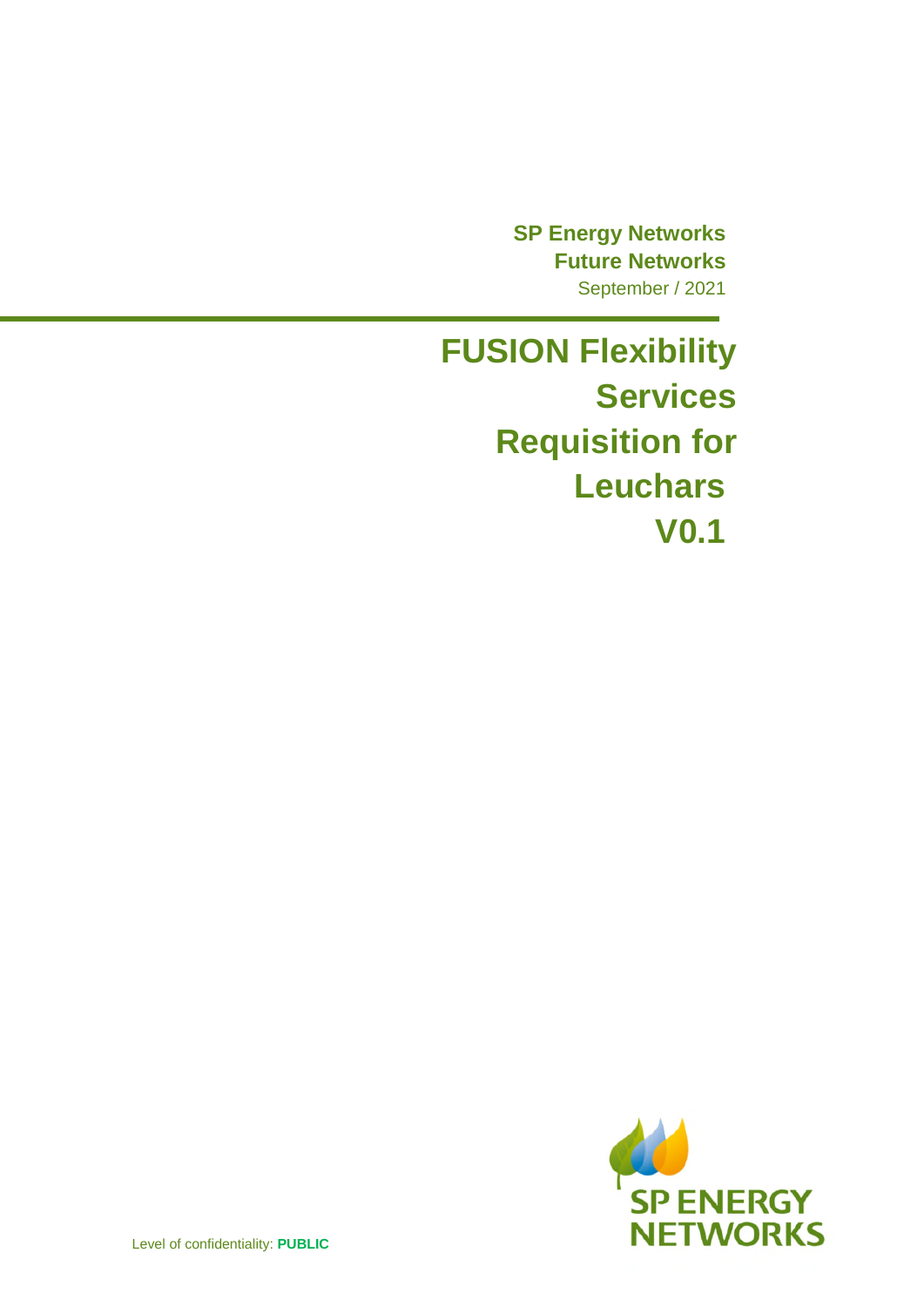**SP Energy Networks**
**Future Networks**
September / 2021

# FUSION Flexibility Services Requisition for Leuchars V0.1

Level of confidentiality: **PUBLIC**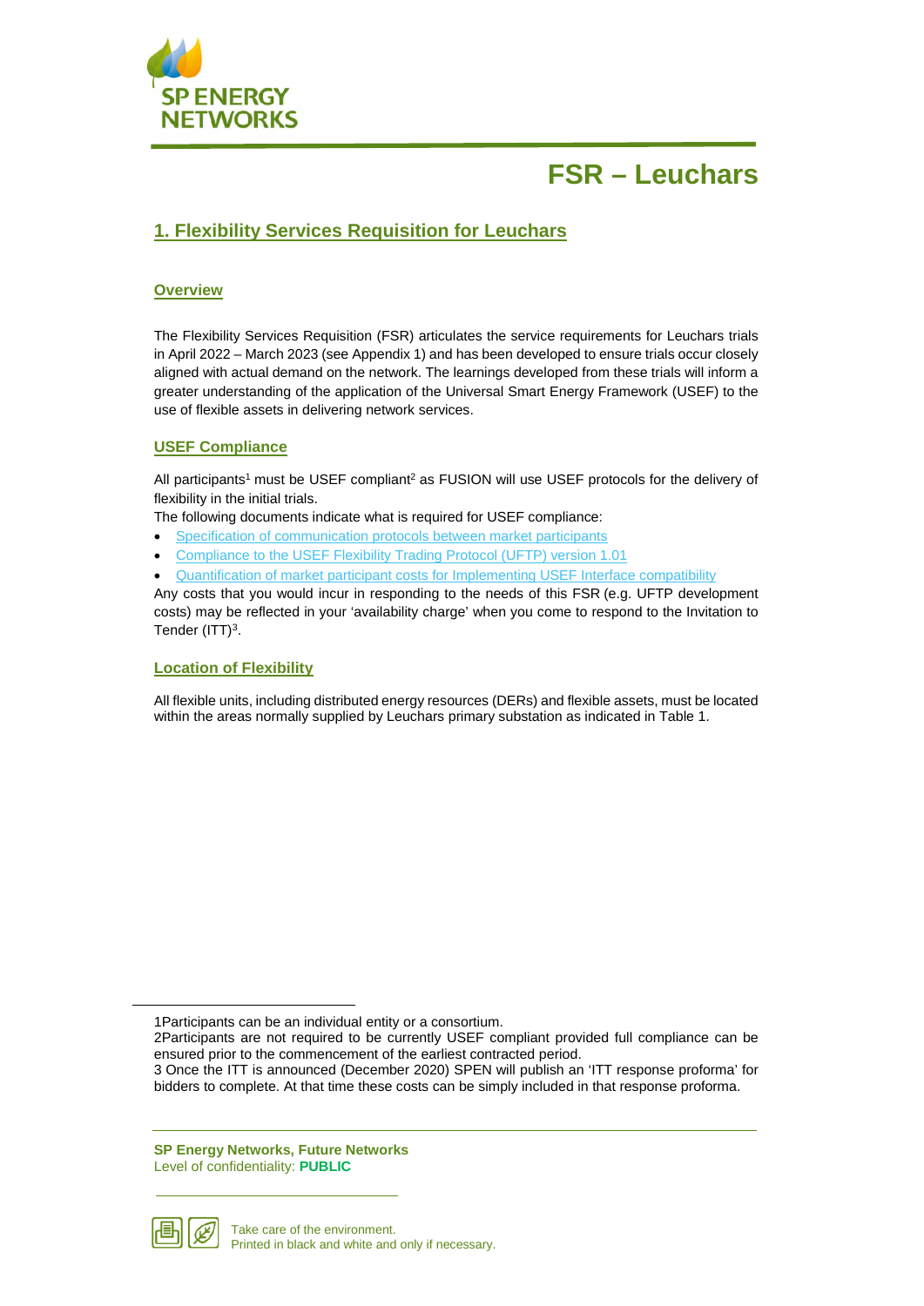# FSR – Leuchars

## 1. Flexibility Services Requisition for Leuchars

### Overview

The Flexibility Services Requisition (FSR) articulates the service requirements for Leuchars trials in April 2022 – March 2023 (see Appendix 1) and has been developed to ensure trials occur closely aligned with actual demand on the network. The learnings developed from these trials will inform a greater understanding of the application of the Universal Smart Energy Framework (USEF) to the use of flexible assets in delivering network services.

### USEF Compliance

All participants[1] must be USEF compliant[2] as FUSION will use USEF protocols for the delivery of flexibility in the initial trials.

The following documents indicate what is required for USEF compliance:

- Specification of communication protocols between market participants
- Compliance to the USEF Flexibility Trading Protocol (UFTP) version 1.01
- Quantification of market participant costs for Implementing USEF Interface compatibility

Any costs that you would incur in responding to the needs of this FSR (e.g. UFTP development costs) may be reflected in your 'availability charge' when you come to respond to the Invitation to Tender (ITT)[3].

### Location of Flexibility

All flexible units, including distributed energy resources (DERs) and flexible assets, must be located within the areas normally supplied by Leuchars primary substation as indicated in Table 1.

---

1Participants can be an individual entity or a consortium.

2Participants are not required to be currently USEF compliant provided full compliance can be ensured prior to the commencement of the earliest contracted period.

3 Once the ITT is announced (December 2020) SPEN will publish an 'ITT response proforma' for bidders to complete. At that time these costs can be simply included in that response proforma.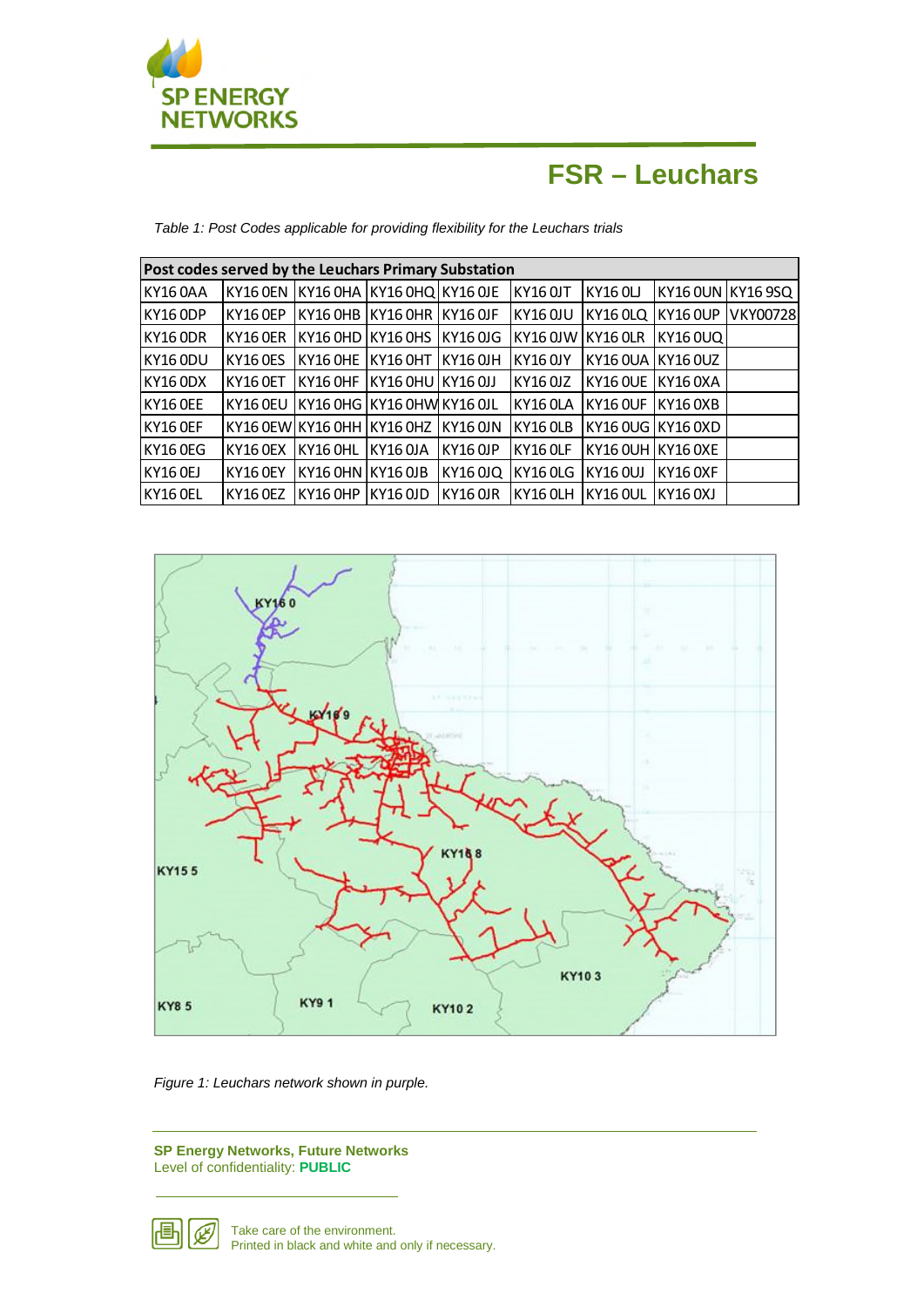# FSR – Leuchars

*Table 1: Post Codes applicable for providing flexibility for the Leuchars trials*

| Post codes served by the Leuchars Primary Substation | | | | | | | | | |
|---|---|---|---|---|---|---|---|---|---|
| KY16 0AA | KY16 0EN | KY16 0HA | KY16 0HQ | KY16 0JE | KY16 0JT | KY16 0LJ | KY16 0UN | KY16 9SQ |
| KY16 0DP | KY16 0EP | KY16 0HB | KY16 0HR | KY16 0JF | KY16 0JU | KY16 0LQ | KY16 0UP | VKY00728 |
| KY16 0DR | KY16 0ER | KY16 0HD | KY16 0HS | KY16 0JG | KY16 0JW | KY16 0LR | KY16 0UQ | |
| KY16 0DU | KY16 0ES | KY16 0HE | KY16 0HT | KY16 0JH | KY16 0JY | KY16 0UA | KY16 0UZ | |
| KY16 0DX | KY16 0ET | KY16 0HF | KY16 0HU | KY16 0JJ | KY16 0JZ | KY16 0UE | KY16 0XA | |
| KY16 0EE | KY16 0EU | KY16 0HG | KY16 0HW | KY16 0JL | KY16 0LA | KY16 0UF | KY16 0XB | |
| KY16 0EF | KY16 0EW | KY16 0HH | KY16 0HZ | KY16 0JN | KY16 0LB | KY16 0UG | KY16 0XD | |
| KY16 0EG | KY16 0EX | KY16 0HL | KY16 0JA | KY16 0JP | KY16 0LF | KY16 0UH | KY16 0XE | |
| KY16 0EJ | KY16 0EY | KY16 0HN | KY16 0JB | KY16 0JQ | KY16 0LG | KY16 0UJ | KY16 0XF | |
| KY16 0EL | KY16 0EZ | KY16 0HP | KY16 0JD | KY16 0JR | KY16 0LH | KY16 0UL | KY16 0XJ | |

*Figure 1: Leuchars network shown in purple.*

**SP Energy Networks, Future Networks**
Level of confidentiality: **PUBLIC**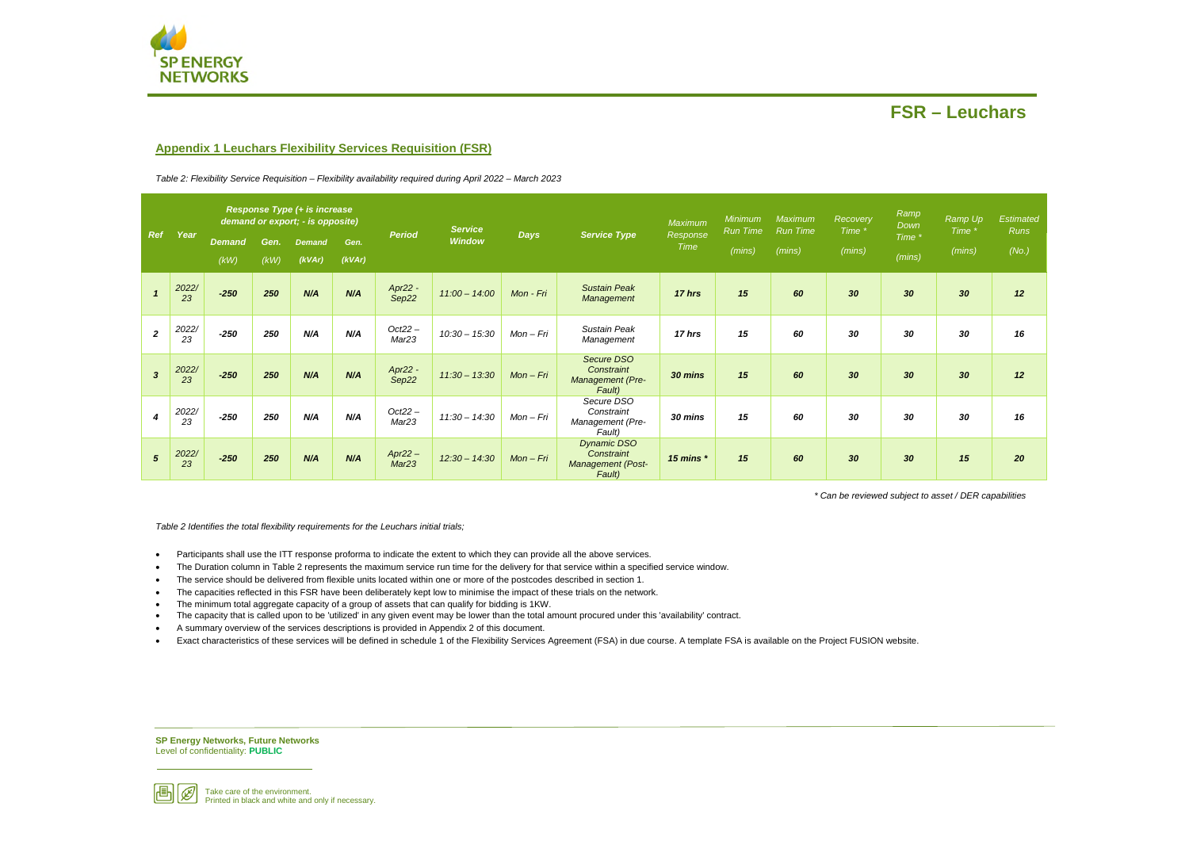## FSR – Leuchars

### Appendix 1 Leuchars Flexibility Services Requisition (FSR)

*Table 2: Flexibility Service Requisition – Flexibility availability required during April 2022 – March 2023*

| Ref | Year | Response Type (+ is increase demand or export; - is opposite) Demand (kW) | Gen. (kW) | Demand (kVAr) | Gen. (kVAr) | Period | Service Window | Days | Service Type | Maximum Response Time | Minimum Run Time (mins) | Maximum Run Time (mins) | Recovery Time * (mins) | Ramp Down Time * (mins) | Ramp Up Time * (mins) | Estimated Runs (No.) |
|---|---|---|---|---|---|---|---|---|---|---|---|---|---|---|---|---|
| 1 | 2022/23 | -250 | 250 | N/A | N/A | Apr22 - Sep22 | 11:00 – 14:00 | Mon - Fri | Sustain Peak Management | 17 hrs | 15 | 60 | 30 | 30 | 30 | 12 |
| 2 | 2022/23 | -250 | 250 | N/A | N/A | Oct22 – Mar23 | 10:30 – 15:30 | Mon – Fri | Sustain Peak Management | 17 hrs | 15 | 60 | 30 | 30 | 30 | 16 |
| 3 | 2022/23 | -250 | 250 | N/A | N/A | Apr22 - Sep22 | 11:30 – 13:30 | Mon – Fri | Secure DSO Constraint Management (Pre-Fault) | 30 mins | 15 | 60 | 30 | 30 | 30 | 12 |
| 4 | 2022/23 | -250 | 250 | N/A | N/A | Oct22 – Mar23 | 11:30 – 14:30 | Mon – Fri | Secure DSO Constraint Management (Pre-Fault) | 30 mins | 15 | 60 | 30 | 30 | 30 | 16 |
| 5 | 2022/23 | -250 | 250 | N/A | N/A | Apr22 – Mar23 | 12:30 – 14:30 | Mon – Fri | Dynamic DSO Constraint Management (Post-Fault) | 15 mins * | 15 | 60 | 30 | 30 | 15 | 20 |

*\* Can be reviewed subject to asset / DER capabilities*

*Table 2 Identifies the total flexibility requirements for the Leuchars initial trials;*

- Participants shall use the ITT response proforma to indicate the extent to which they can provide all the above services.
- The Duration column in Table 2 represents the maximum service run time for the delivery for that service within a specified service window.
- The service should be delivered from flexible units located within one or more of the postcodes described in section 1.
- The capacities reflected in this FSR have been deliberately kept low to minimise the impact of these trials on the network.
- The minimum total aggregate capacity of a group of assets that can qualify for bidding is 1KW.
- The capacity that is called upon to be 'utilized' in any given event may be lower than the total amount procured under this 'availability' contract.
- A summary overview of the services descriptions is provided in Appendix 2 of this document.
- Exact characteristics of these services will be defined in schedule 1 of the Flexibility Services Agreement (FSA) in due course. A template FSA is available on the Project FUSION website.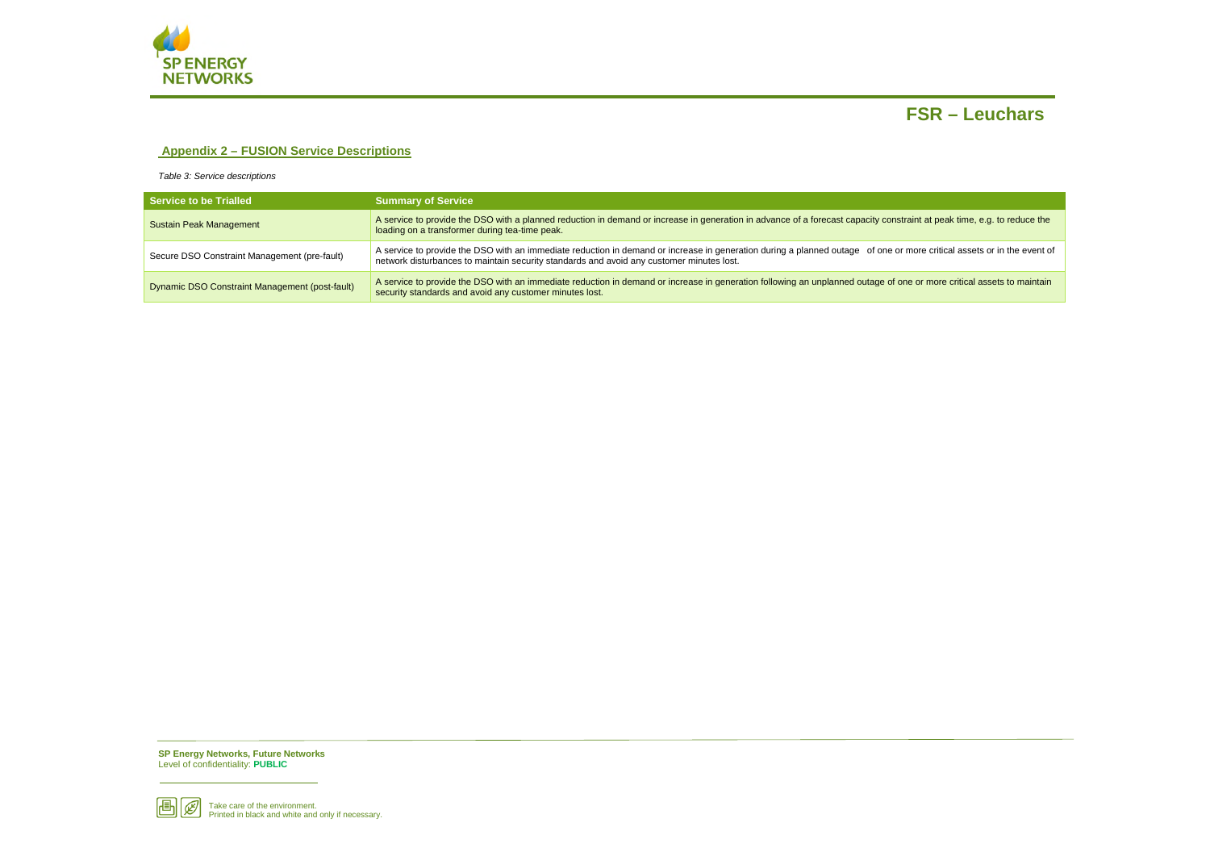## Appendix 2 – FUSION Service Descriptions

*Table 3: Service descriptions*

| Service to be Trialled | Summary of Service |
| --- | --- |
| Sustain Peak Management | A service to provide the DSO with a planned reduction in demand or increase in generation in advance of a forecast capacity constraint at peak time, e.g. to reduce the loading on a transformer during tea-time peak. |
| Secure DSO Constraint Management (pre-fault) | A service to provide the DSO with an immediate reduction in demand or increase in generation during a planned outage of one or more critical assets or in the event of network disturbances to maintain security standards and avoid any customer minutes lost. |
| Dynamic DSO Constraint Management (post-fault) | A service to provide the DSO with an immediate reduction in demand or increase in generation following an unplanned outage of one or more critical assets to maintain security standards and avoid any customer minutes lost. |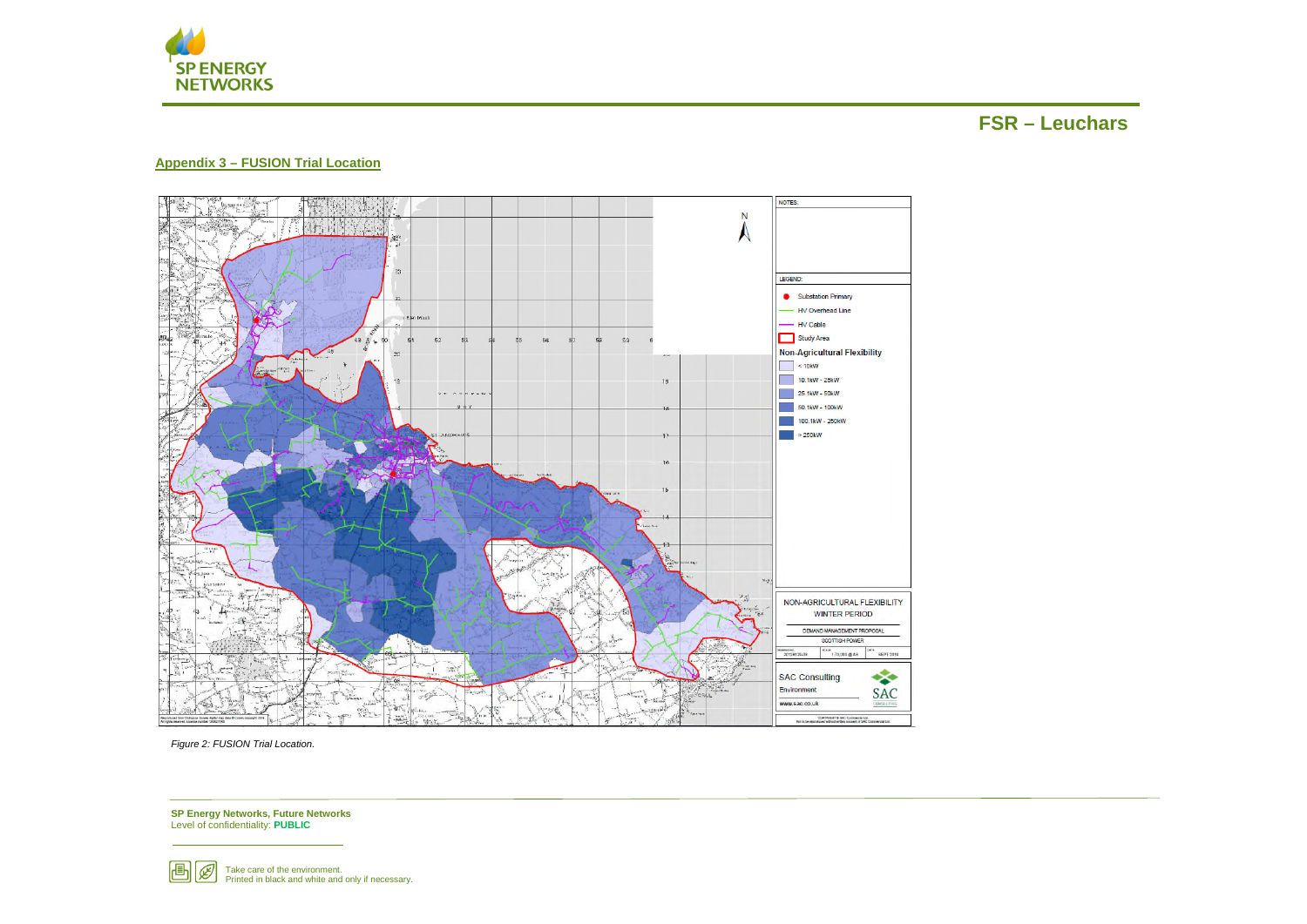## Appendix 3 – FUSION Trial Location

NOTES:

LEGEND:

Substation Primary

HV Overhead Line

HV Cable

Study Area

Non-Agricultural Flexibility

< 10kW

10.1kW - 25kW

25.1kW - 50kW

50.1kW - 100kW

100.1kW - 250kW

> 250kW

NON-AGRICULTURAL FLEXIBILITY

WINTER PERIOD

DEMAND MANAGEMENT PROPOSAL

SCOTTISH POWER

SAC Consulting

Environment

www.sac.co.uk

*Figure 2: FUSION Trial Location.*